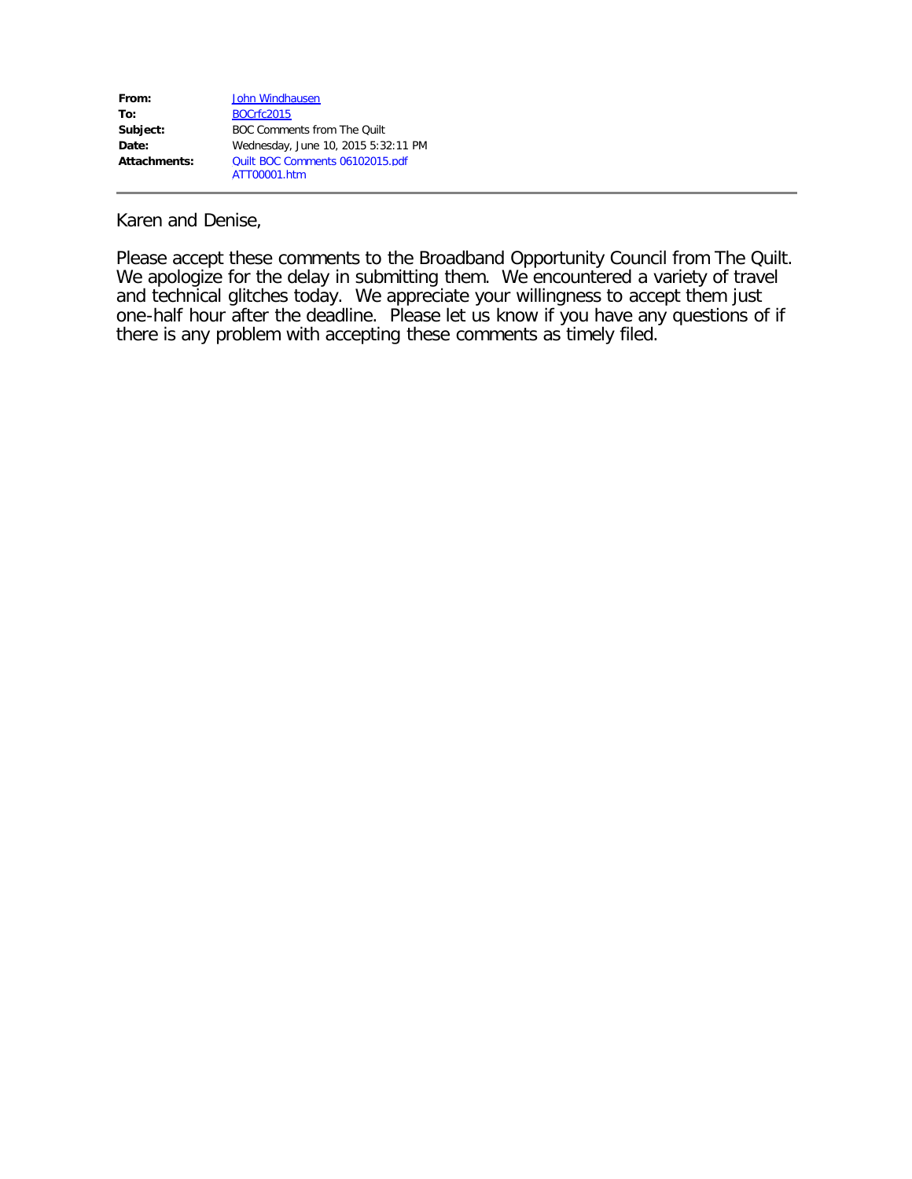**From:** John Windhausen
**To:** BOCrfc2015
**Subject:** BOC Comments from The Quilt
**Date:** Wednesday, June 10, 2015 5:32:11 PM
**Attachments:** Quilt BOC Comments 06102015.pdf
ATT00001.htm

---

Karen and Denise,

Please accept these comments to the Broadband Opportunity Council from The Quilt. We apologize for the delay in submitting them. We encountered a variety of travel and technical glitches today. We appreciate your willingness to accept them just one-half hour after the deadline. Please let us know if you have any questions of if there is any problem with accepting these comments as timely filed.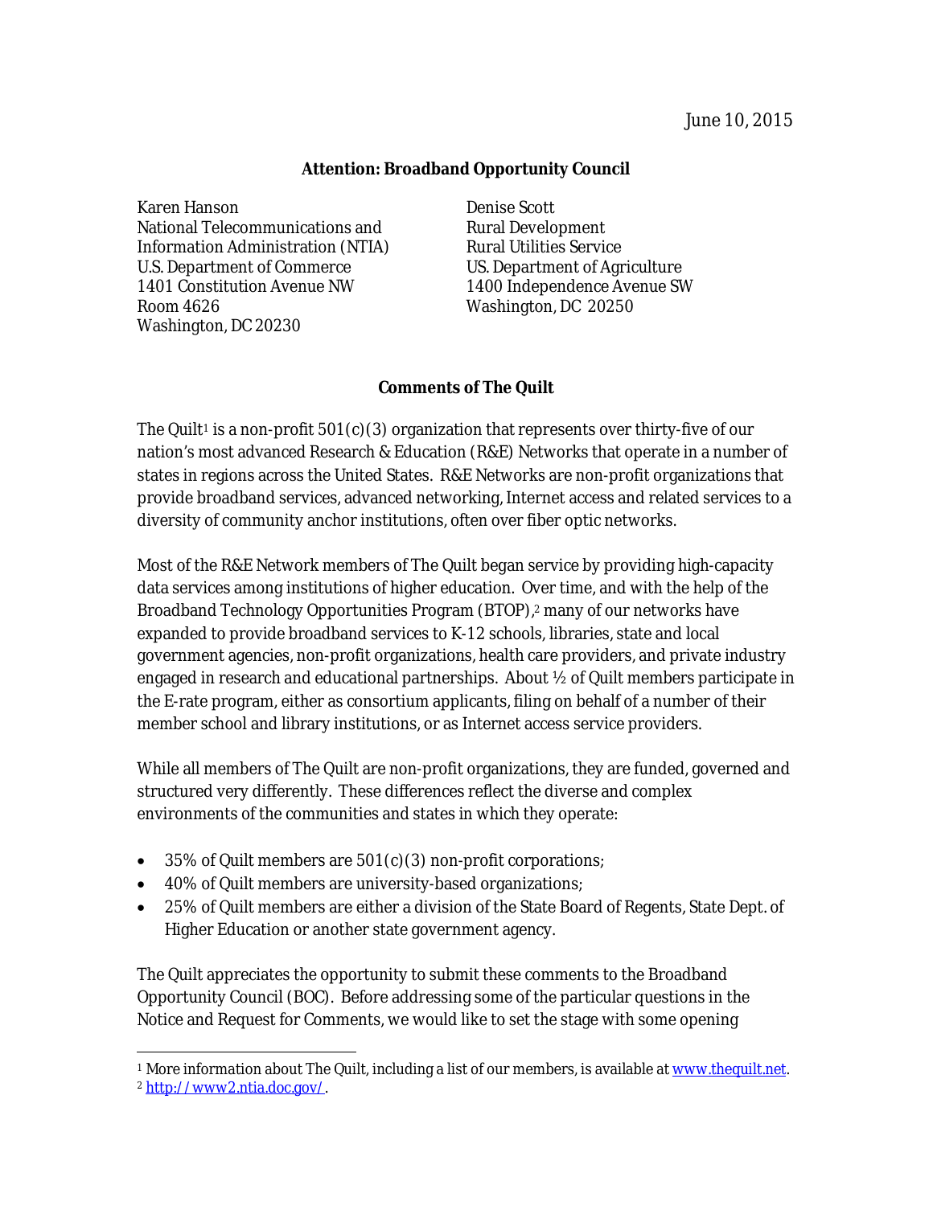June 10, 2015

**Attention: Broadband Opportunity Council**

Karen Hanson
National Telecommunications and Information Administration (NTIA)
U.S. Department of Commerce
1401 Constitution Avenue NW
Room 4626
Washington, DC 20230

Denise Scott
Rural Development
Rural Utilities Service
US. Department of Agriculture
1400 Independence Avenue SW
Washington, DC 20250

**Comments of The Quilt**

The Quilt[1] is a non-profit 501(c)(3) organization that represents over thirty-five of our nation's most advanced Research & Education (R&E) Networks that operate in a number of states in regions across the United States. R&E Networks are non-profit organizations that provide broadband services, advanced networking, Internet access and related services to a diversity of community anchor institutions, often over fiber optic networks.

Most of the R&E Network members of The Quilt began service by providing high-capacity data services among institutions of higher education. Over time, and with the help of the Broadband Technology Opportunities Program (BTOP),[2] many of our networks have expanded to provide broadband services to K-12 schools, libraries, state and local government agencies, non-profit organizations, health care providers, and private industry engaged in research and educational partnerships. About ½ of Quilt members participate in the E-rate program, either as consortium applicants, filing on behalf of a number of their member school and library institutions, or as Internet access service providers.

While all members of The Quilt are non-profit organizations, they are funded, governed and structured very differently. These differences reflect the diverse and complex environments of the communities and states in which they operate:

- 35% of Quilt members are 501(c)(3) non-profit corporations;
- 40% of Quilt members are university-based organizations;
- 25% of Quilt members are either a division of the State Board of Regents, State Dept. of Higher Education or another state government agency.

The Quilt appreciates the opportunity to submit these comments to the Broadband Opportunity Council (BOC). Before addressing some of the particular questions in the Notice and Request for Comments, we would like to set the stage with some opening

---

[1] More information about The Quilt, including a list of our members, is available at www.thequilt.net.
[2] http://www2.ntia.doc.gov/.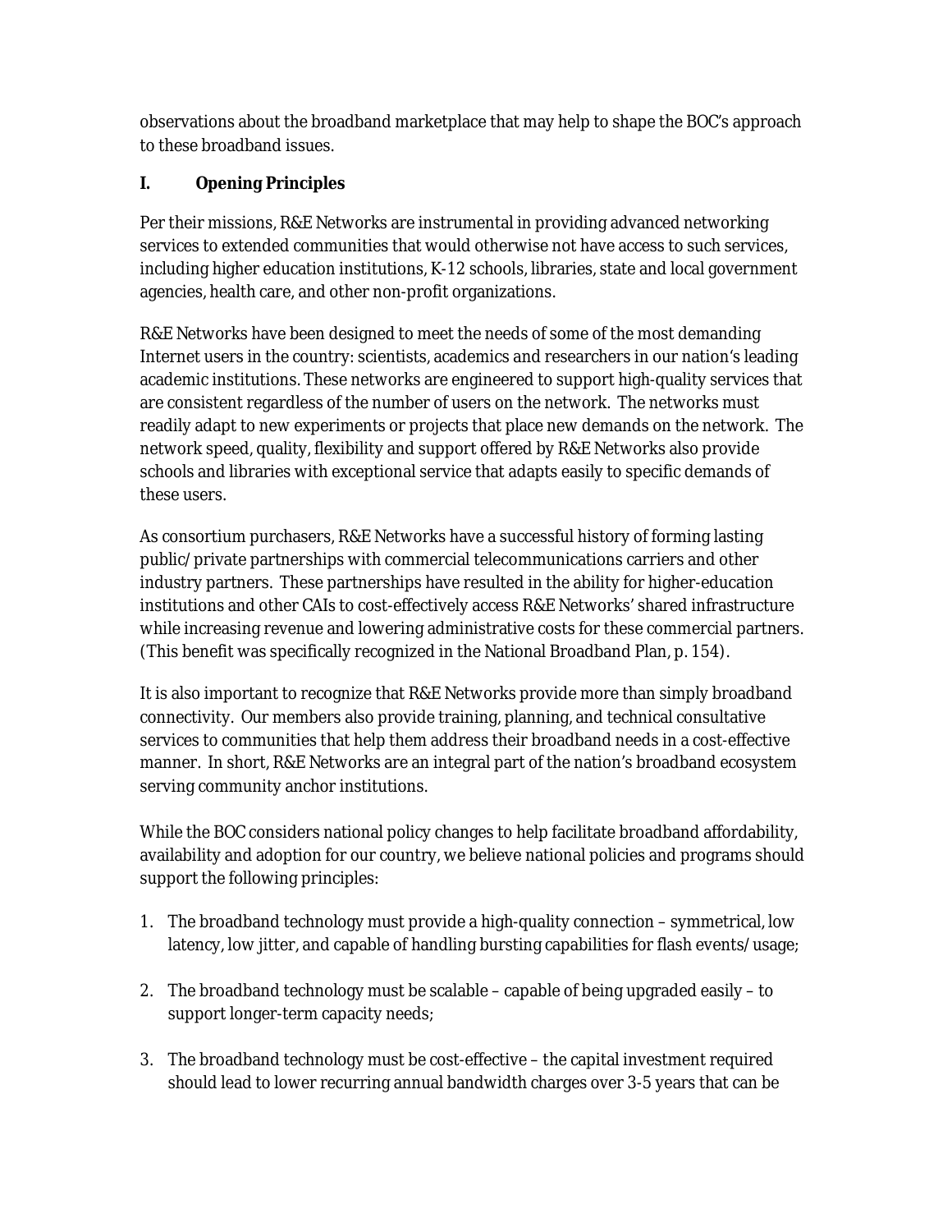observations about the broadband marketplace that may help to shape the BOC's approach to these broadband issues.

## I. Opening Principles

Per their missions, R&E Networks are instrumental in providing advanced networking services to extended communities that would otherwise not have access to such services, including higher education institutions, K-12 schools, libraries, state and local government agencies, health care, and other non-profit organizations.

R&E Networks have been designed to meet the needs of some of the most demanding Internet users in the country: scientists, academics and researchers in our nation's leading academic institutions. These networks are engineered to support high-quality services that are consistent regardless of the number of users on the network. The networks must readily adapt to new experiments or projects that place new demands on the network. The network speed, quality, flexibility and support offered by R&E Networks also provide schools and libraries with exceptional service that adapts easily to specific demands of these users.

As consortium purchasers, R&E Networks have a successful history of forming lasting public/private partnerships with commercial telecommunications carriers and other industry partners. These partnerships have resulted in the ability for higher-education institutions and other CAIs to cost-effectively access R&E Networks' shared infrastructure while increasing revenue and lowering administrative costs for these commercial partners. (This benefit was specifically recognized in the National Broadband Plan, p. 154).

It is also important to recognize that R&E Networks provide more than simply broadband connectivity. Our members also provide training, planning, and technical consultative services to communities that help them address their broadband needs in a cost-effective manner. In short, R&E Networks are an integral part of the nation's broadband ecosystem serving community anchor institutions.

While the BOC considers national policy changes to help facilitate broadband affordability, availability and adoption for our country, we believe national policies and programs should support the following principles:

1. The broadband technology must provide a high-quality connection – symmetrical, low latency, low jitter, and capable of handling bursting capabilities for flash events/usage;

2. The broadband technology must be scalable – capable of being upgraded easily – to support longer-term capacity needs;

3. The broadband technology must be cost-effective – the capital investment required should lead to lower recurring annual bandwidth charges over 3-5 years that can be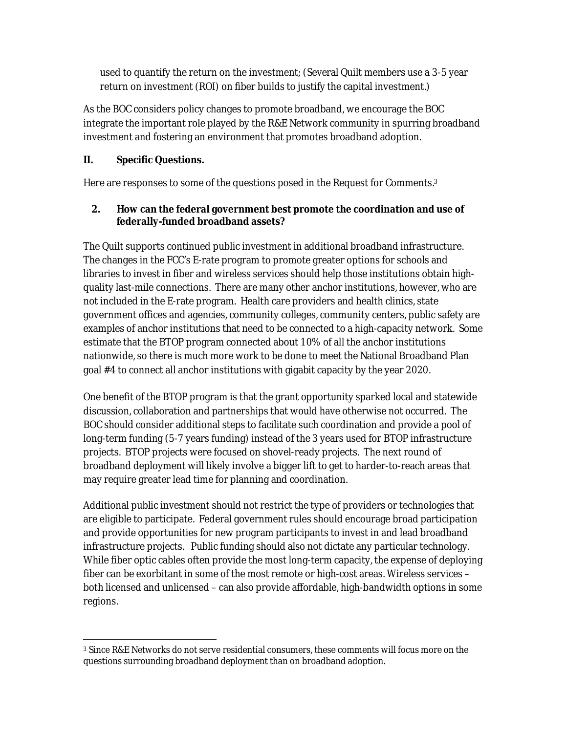used to quantify the return on the investment; (Several Quilt members use a 3-5 year return on investment (ROI) on fiber builds to justify the capital investment.)

As the BOC considers policy changes to promote broadband, we encourage the BOC integrate the important role played by the R&E Network community in spurring broadband investment and fostering an environment that promotes broadband adoption.

## II. Specific Questions.

Here are responses to some of the questions posed in the Request for Comments.[3]

### 2. How can the federal government best promote the coordination and use of federally-funded broadband assets?

The Quilt supports continued public investment in additional broadband infrastructure. The changes in the FCC's E-rate program to promote greater options for schools and libraries to invest in fiber and wireless services should help those institutions obtain high-quality last-mile connections. There are many other anchor institutions, however, who are not included in the E-rate program. Health care providers and health clinics, state government offices and agencies, community colleges, community centers, public safety are examples of anchor institutions that need to be connected to a high-capacity network. Some estimate that the BTOP program connected about 10% of all the anchor institutions nationwide, so there is much more work to be done to meet the National Broadband Plan goal #4 to connect all anchor institutions with gigabit capacity by the year 2020.

One benefit of the BTOP program is that the grant opportunity sparked local and statewide discussion, collaboration and partnerships that would have otherwise not occurred. The BOC should consider additional steps to facilitate such coordination and provide a pool of long-term funding (5-7 years funding) instead of the 3 years used for BTOP infrastructure projects. BTOP projects were focused on shovel-ready projects. The next round of broadband deployment will likely involve a bigger lift to get to harder-to-reach areas that may require greater lead time for planning and coordination.

Additional public investment should not restrict the type of providers or technologies that are eligible to participate. Federal government rules should encourage broad participation and provide opportunities for new program participants to invest in and lead broadband infrastructure projects. Public funding should also not dictate any particular technology. While fiber optic cables often provide the most long-term capacity, the expense of deploying fiber can be exorbitant in some of the most remote or high-cost areas. Wireless services – both licensed and unlicensed – can also provide affordable, high-bandwidth options in some regions.

---

[3] Since R&E Networks do not serve residential consumers, these comments will focus more on the questions surrounding broadband deployment than on broadband adoption.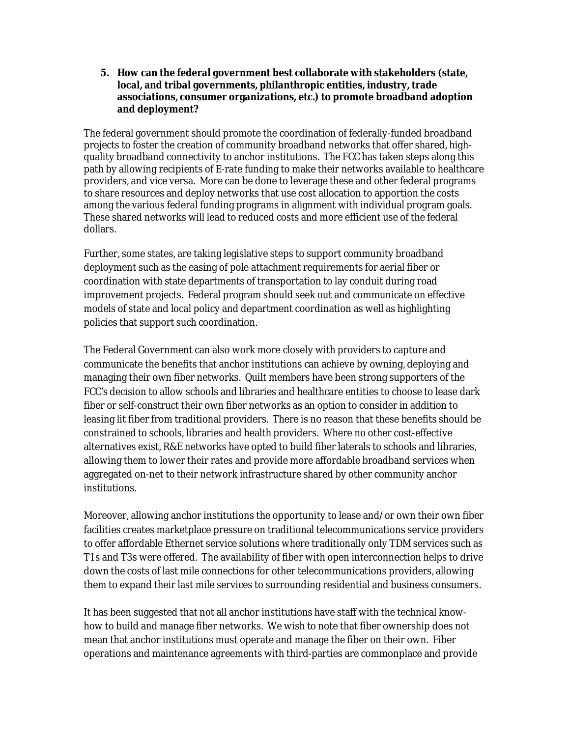**5. How can the federal government best collaborate with stakeholders (state, local, and tribal governments, philanthropic entities, industry, trade associations, consumer organizations, etc.) to promote broadband adoption and deployment?**

The federal government should promote the coordination of federally-funded broadband projects to foster the creation of community broadband networks that offer shared, high-quality broadband connectivity to anchor institutions. The FCC has taken steps along this path by allowing recipients of E-rate funding to make their networks available to healthcare providers, and vice versa. More can be done to leverage these and other federal programs to share resources and deploy networks that use cost allocation to apportion the costs among the various federal funding programs in alignment with individual program goals. These shared networks will lead to reduced costs and more efficient use of the federal dollars.

Further, some states, are taking legislative steps to support community broadband deployment such as the easing of pole attachment requirements for aerial fiber or coordination with state departments of transportation to lay conduit during road improvement projects. Federal program should seek out and communicate on effective models of state and local policy and department coordination as well as highlighting policies that support such coordination.

The Federal Government can also work more closely with providers to capture and communicate the benefits that anchor institutions can achieve by owning, deploying and managing their own fiber networks. Quilt members have been strong supporters of the FCC's decision to allow schools and libraries and healthcare entities to choose to lease dark fiber or self-construct their own fiber networks as an option to consider in addition to leasing lit fiber from traditional providers. There is no reason that these benefits should be constrained to schools, libraries and health providers. Where no other cost-effective alternatives exist, R&E networks have opted to build fiber laterals to schools and libraries, allowing them to lower their rates and provide more affordable broadband services when aggregated on-net to their network infrastructure shared by other community anchor institutions.

Moreover, allowing anchor institutions the opportunity to lease and/or own their own fiber facilities creates marketplace pressure on traditional telecommunications service providers to offer affordable Ethernet service solutions where traditionally only TDM services such as T1s and T3s were offered. The availability of fiber with open interconnection helps to drive down the costs of last mile connections for other telecommunications providers, allowing them to expand their last mile services to surrounding residential and business consumers.

It has been suggested that not all anchor institutions have staff with the technical know-how to build and manage fiber networks. We wish to note that fiber ownership does not mean that anchor institutions must operate and manage the fiber on their own. Fiber operations and maintenance agreements with third-parties are commonplace and provide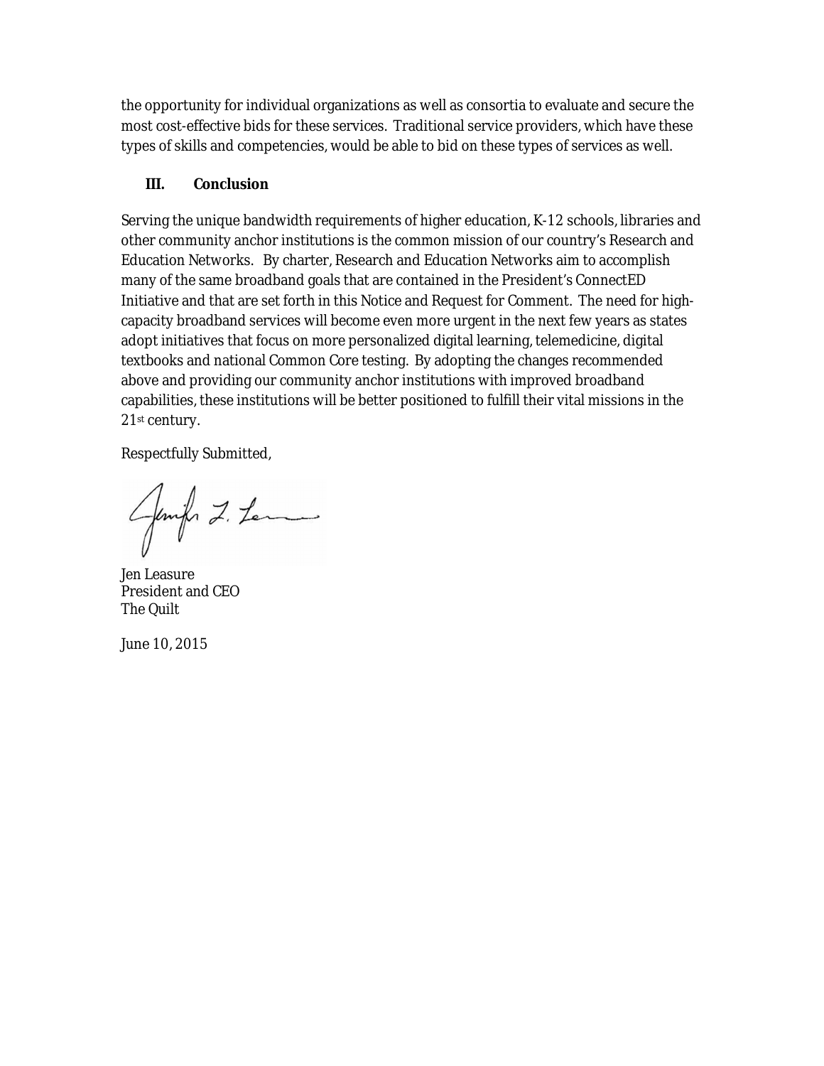the opportunity for individual organizations as well as consortia to evaluate and secure the most cost-effective bids for these services. Traditional service providers, which have these types of skills and competencies, would be able to bid on these types of services as well.

## III. Conclusion

Serving the unique bandwidth requirements of higher education, K-12 schools, libraries and other community anchor institutions is the common mission of our country's Research and Education Networks. By charter, Research and Education Networks aim to accomplish many of the same broadband goals that are contained in the President's ConnectED Initiative and that are set forth in this Notice and Request for Comment. The need for high-capacity broadband services will become even more urgent in the next few years as states adopt initiatives that focus on more personalized digital learning, telemedicine, digital textbooks and national Common Core testing. By adopting the changes recommended above and providing our community anchor institutions with improved broadband capabilities, these institutions will be better positioned to fulfill their vital missions in the 21st century.

Respectfully Submitted,

Jen Leasure
President and CEO
The Quilt

June 10, 2015